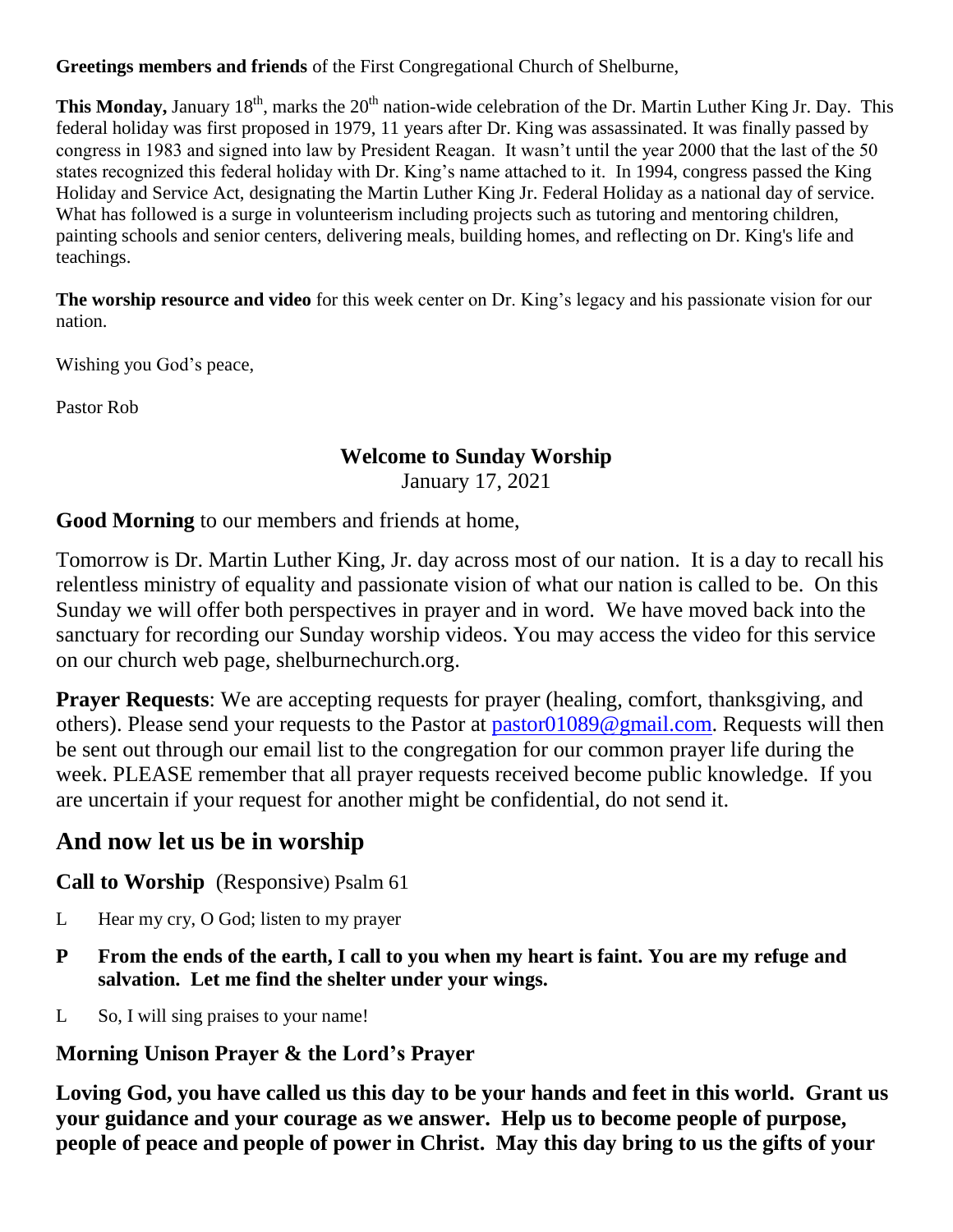**Greetings members and friends** of the First Congregational Church of Shelburne,

**This Monday,** January 18th, marks the 20th nation-wide celebration of the Dr. Martin Luther King Jr. Day. This federal holiday was first proposed in 1979, 11 years after Dr. King was assassinated. It was finally passed by congress in 1983 and signed into law by President Reagan. It wasn't until the year 2000 that the last of the 50 states recognized this federal holiday with Dr. King's name attached to it. In 1994, congress passed the King Holiday and Service Act, designating the Martin Luther King Jr. Federal Holiday as a national day of service. What has followed is a surge in volunteerism including projects such as tutoring and mentoring children, painting schools and senior centers, delivering meals, building homes, and reflecting on Dr. King's life and teachings.

**The worship resource and video** for this week center on Dr. King's legacy and his passionate vision for our nation.

Wishing you God's peace,

Pastor Rob

## Welcome to Sunday Worship

January 17, 2021

**Good Morning** to our members and friends at home,

Tomorrow is Dr. Martin Luther King, Jr. day across most of our nation. It is a day to recall his relentless ministry of equality and passionate vision of what our nation is called to be. On this Sunday we will offer both perspectives in prayer and in word. We have moved back into the sanctuary for recording our Sunday worship videos. You may access the video for this service on our church web page, shelburnechurch.org.

**Prayer Requests**: We are accepting requests for prayer (healing, comfort, thanksgiving, and others). Please send your requests to the Pastor at pastor01089@gmail.com. Requests will then be sent out through our email list to the congregation for our common prayer life during the week. PLEASE remember that all prayer requests received become public knowledge. If you are uncertain if your request for another might be confidential, do not send it.

## And now let us be in worship

**Call to Worship** (Responsive) Psalm 61

L Hear my cry, O God; listen to my prayer

**P From the ends of the earth, I call to you when my heart is faint. You are my refuge and salvation. Let me find the shelter under your wings.**

L So, I will sing praises to your name!

**Morning Unison Prayer & the Lord's Prayer**

**Loving God, you have called us this day to be your hands and feet in this world. Grant us your guidance and your courage as we answer. Help us to become people of purpose, people of peace and people of power in Christ. May this day bring to us the gifts of your**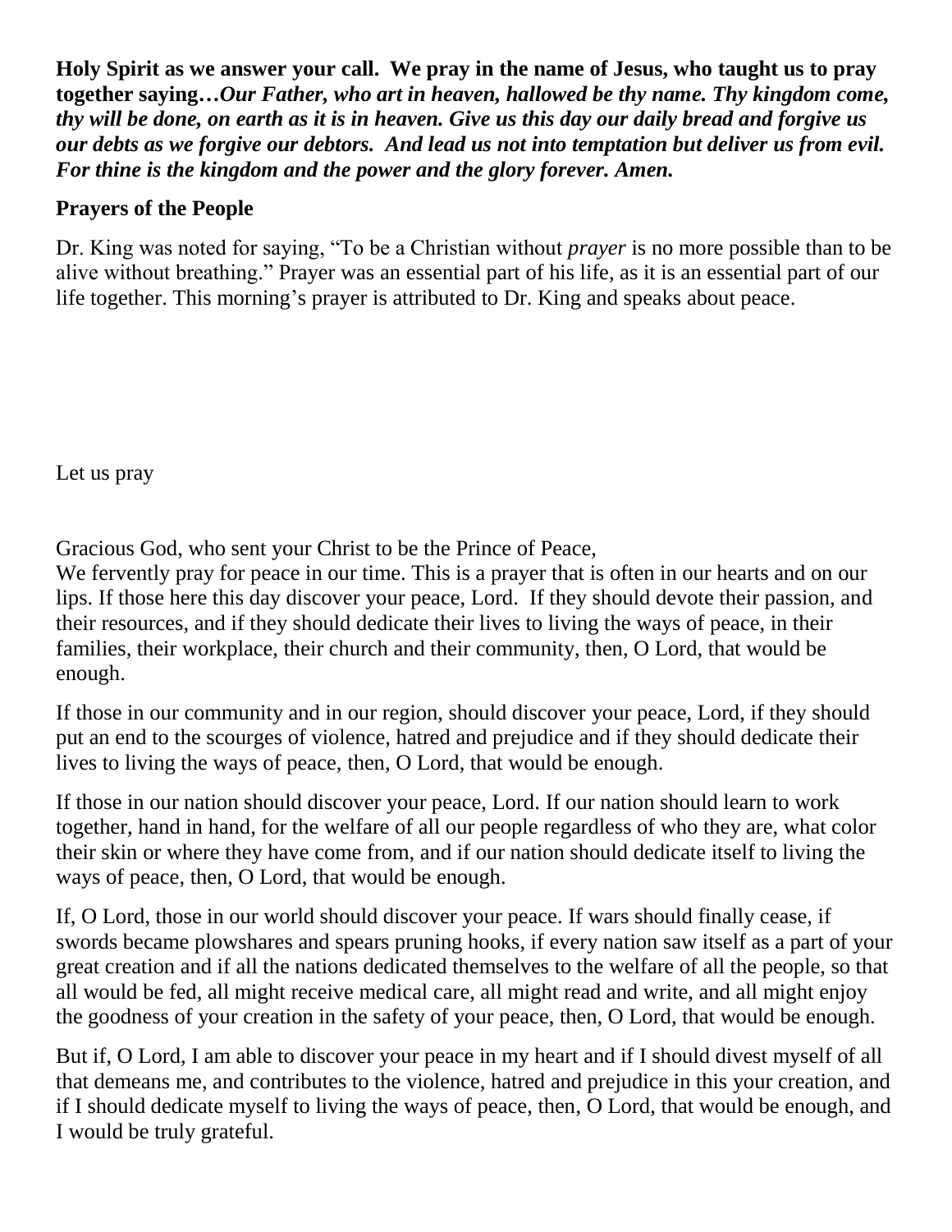**Holy Spirit as we answer your call. We pray in the name of Jesus, who taught us to pray together saying…*Our Father, who art in heaven, hallowed be thy name. Thy kingdom come, thy will be done, on earth as it is in heaven. Give us this day our daily bread and forgive us our debts as we forgive our debtors. And lead us not into temptation but deliver us from evil. For thine is the kingdom and the power and the glory forever. Amen.***

**Prayers of the People**

Dr. King was noted for saying, "To be a Christian without *prayer* is no more possible than to be alive without breathing." Prayer was an essential part of his life, as it is an essential part of our life together. This morning's prayer is attributed to Dr. King and speaks about peace.

Let us pray

Gracious God, who sent your Christ to be the Prince of Peace,
We fervently pray for peace in our time. This is a prayer that is often in our hearts and on our lips. If those here this day discover your peace, Lord. If they should devote their passion, and their resources, and if they should dedicate their lives to living the ways of peace, in their families, their workplace, their church and their community, then, O Lord, that would be enough.

If those in our community and in our region, should discover your peace, Lord, if they should put an end to the scourges of violence, hatred and prejudice and if they should dedicate their lives to living the ways of peace, then, O Lord, that would be enough.

If those in our nation should discover your peace, Lord. If our nation should learn to work together, hand in hand, for the welfare of all our people regardless of who they are, what color their skin or where they have come from, and if our nation should dedicate itself to living the ways of peace, then, O Lord, that would be enough.

If, O Lord, those in our world should discover your peace. If wars should finally cease, if swords became plowshares and spears pruning hooks, if every nation saw itself as a part of your great creation and if all the nations dedicated themselves to the welfare of all the people, so that all would be fed, all might receive medical care, all might read and write, and all might enjoy the goodness of your creation in the safety of your peace, then, O Lord, that would be enough.

But if, O Lord, I am able to discover your peace in my heart and if I should divest myself of all that demeans me, and contributes to the violence, hatred and prejudice in this your creation, and if I should dedicate myself to living the ways of peace, then, O Lord, that would be enough, and I would be truly grateful.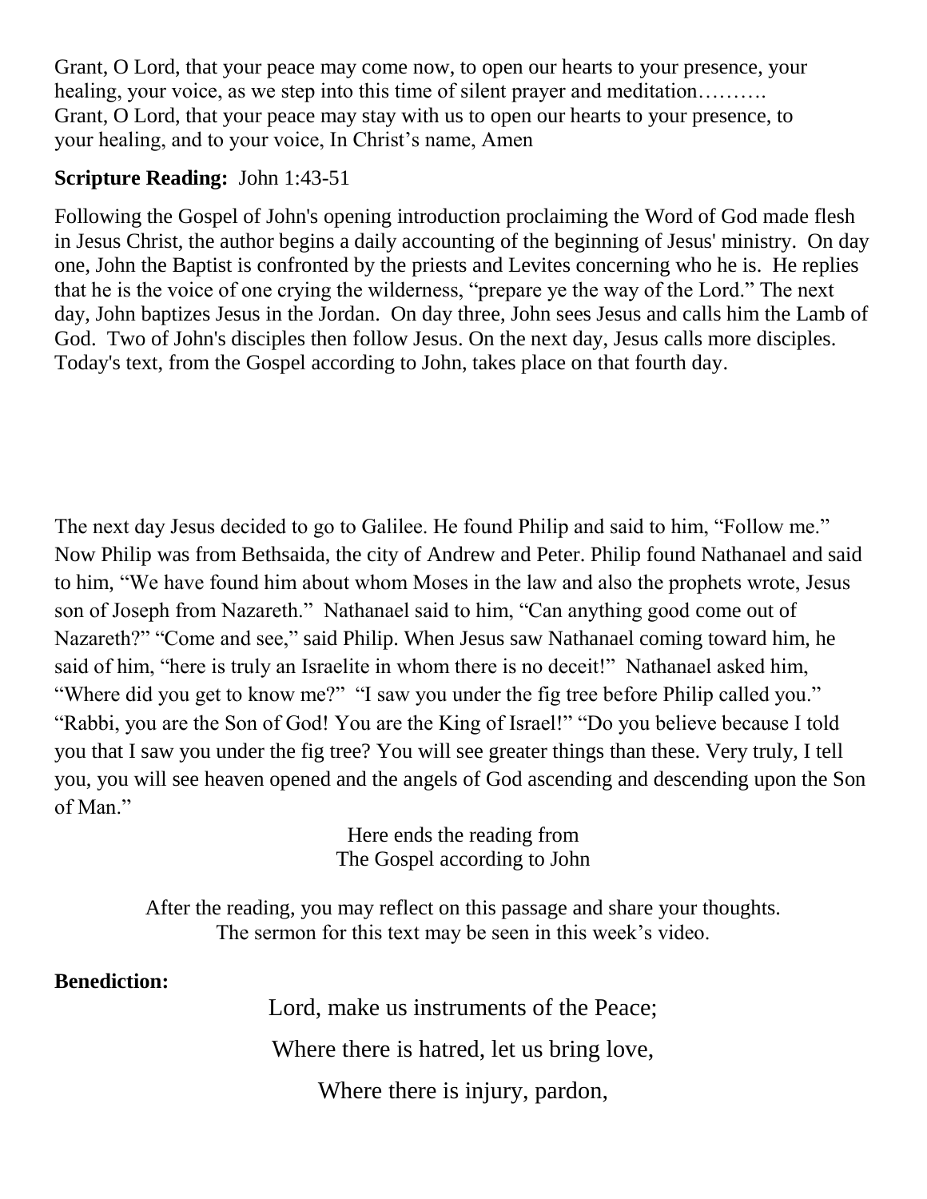Grant, O Lord, that your peace may come now, to open our hearts to your presence, your healing, your voice, as we step into this time of silent prayer and meditation……….
Grant, O Lord, that your peace may stay with us to open our hearts to your presence, to your healing, and to your voice, In Christ's name, Amen

**Scripture Reading:** John 1:43-51

Following the Gospel of John's opening introduction proclaiming the Word of God made flesh in Jesus Christ, the author begins a daily accounting of the beginning of Jesus' ministry. On day one, John the Baptist is confronted by the priests and Levites concerning who he is. He replies that he is the voice of one crying the wilderness, "prepare ye the way of the Lord." The next day, John baptizes Jesus in the Jordan. On day three, John sees Jesus and calls him the Lamb of God. Two of John's disciples then follow Jesus. On the next day, Jesus calls more disciples. Today's text, from the Gospel according to John, takes place on that fourth day.

The next day Jesus decided to go to Galilee. He found Philip and said to him, "Follow me." Now Philip was from Bethsaida, the city of Andrew and Peter. Philip found Nathanael and said to him, "We have found him about whom Moses in the law and also the prophets wrote, Jesus son of Joseph from Nazareth." Nathanael said to him, "Can anything good come out of Nazareth?" "Come and see," said Philip. When Jesus saw Nathanael coming toward him, he said of him, "here is truly an Israelite in whom there is no deceit!" Nathanael asked him, "Where did you get to know me?" "I saw you under the fig tree before Philip called you." "Rabbi, you are the Son of God! You are the King of Israel!" "Do you believe because I told you that I saw you under the fig tree? You will see greater things than these. Very truly, I tell you, you will see heaven opened and the angels of God ascending and descending upon the Son of Man."

Here ends the reading from
The Gospel according to John

After the reading, you may reflect on this passage and share your thoughts.
The sermon for this text may be seen in this week's video.

**Benediction:**

Lord, make us instruments of the Peace;

Where there is hatred, let us bring love,

Where there is injury, pardon,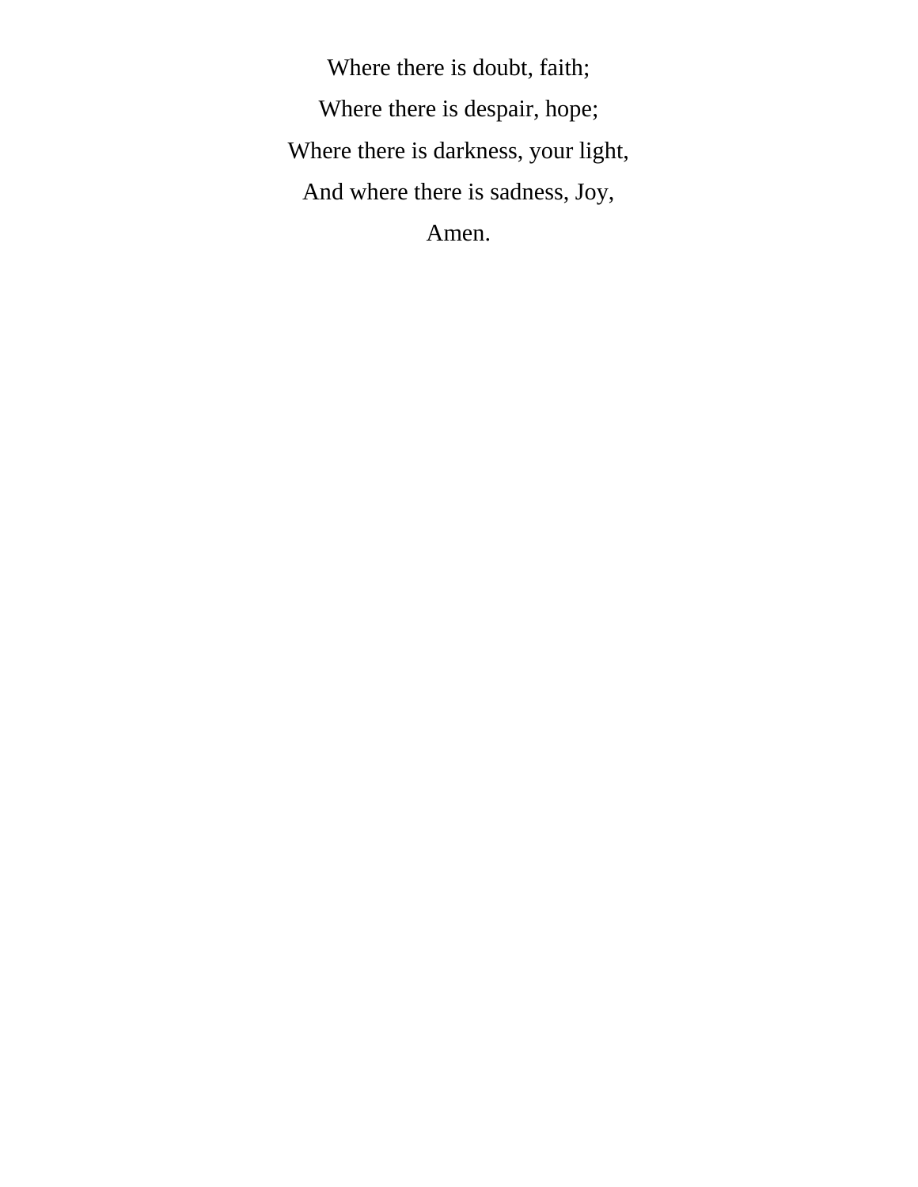Where there is doubt, faith;

Where there is despair, hope;

Where there is darkness, your light,

And where there is sadness, Joy,

Amen.